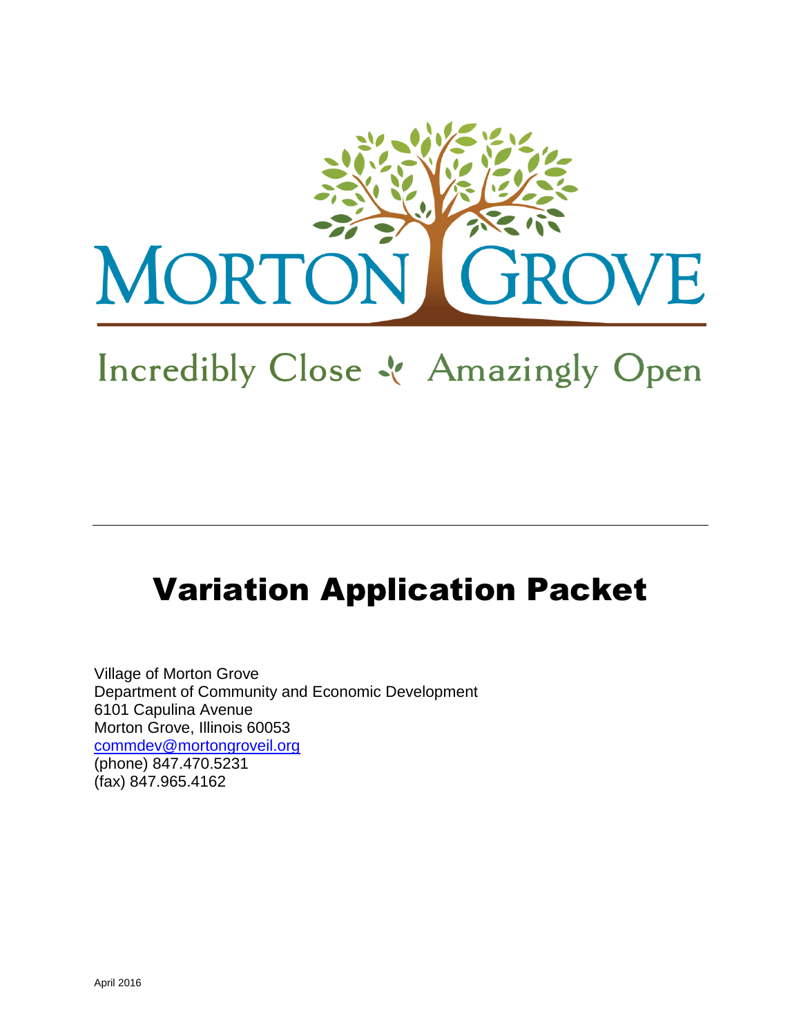# MORTON GROVE

Incredibly Close · Amazingly Open

---

# Variation Application Packet

Village of Morton Grove
Department of Community and Economic Development
6101 Capulina Avenue
Morton Grove, Illinois 60053
commdev@mortongroveil.org
(phone) 847.470.5231
(fax) 847.965.4162

April 2016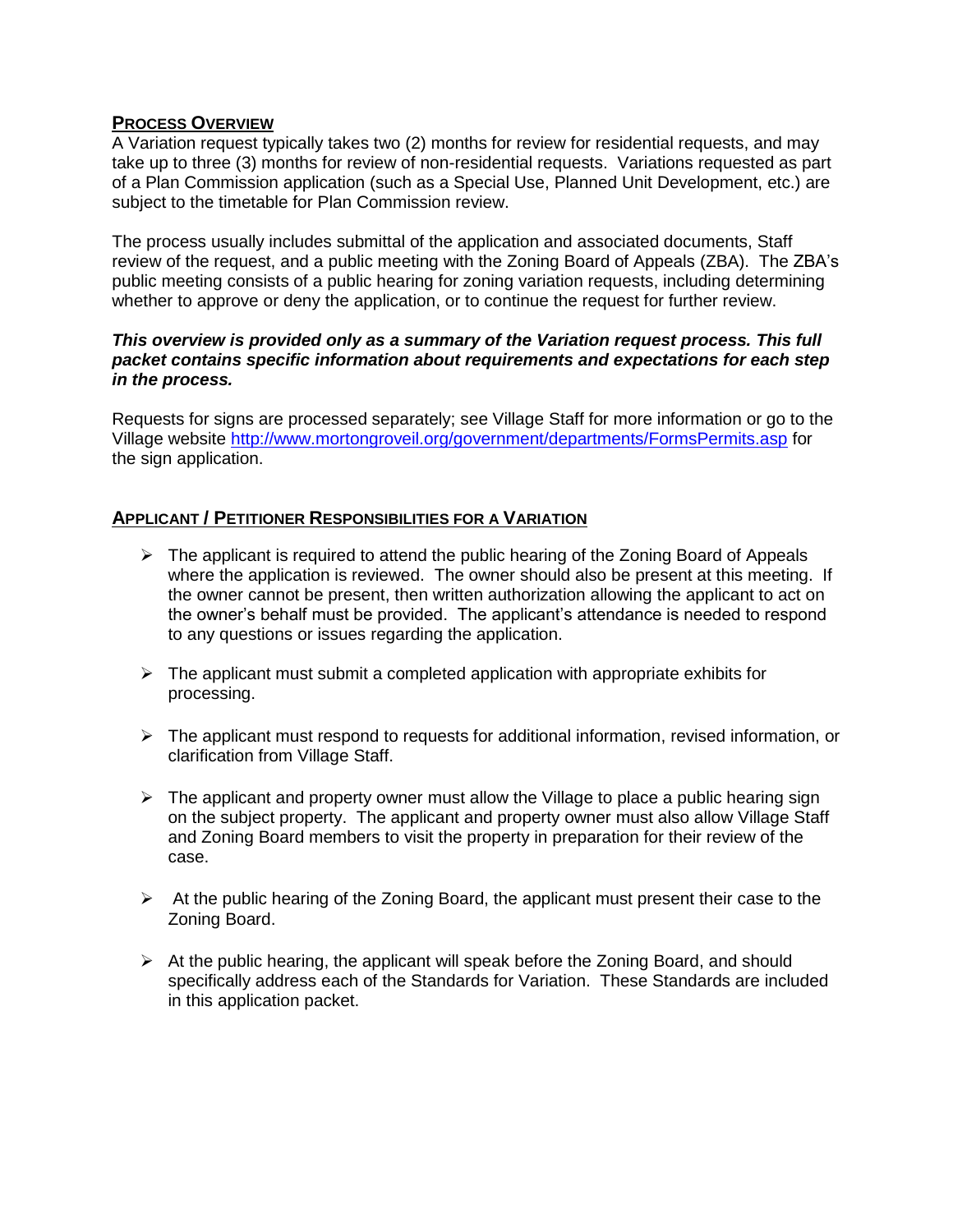## PROCESS OVERVIEW

A Variation request typically takes two (2) months for review for residential requests, and may take up to three (3) months for review of non-residential requests. Variations requested as part of a Plan Commission application (such as a Special Use, Planned Unit Development, etc.) are subject to the timetable for Plan Commission review.

The process usually includes submittal of the application and associated documents, Staff review of the request, and a public meeting with the Zoning Board of Appeals (ZBA). The ZBA's public meeting consists of a public hearing for zoning variation requests, including determining whether to approve or deny the application, or to continue the request for further review.

***This overview is provided only as a summary of the Variation request process. This full packet contains specific information about requirements and expectations for each step in the process.***

Requests for signs are processed separately; see Village Staff for more information or go to the Village website http://www.mortongroveil.org/government/departments/FormsPermits.asp for the sign application.

## APPLICANT / PETITIONER RESPONSIBILITIES FOR A VARIATION

- The applicant is required to attend the public hearing of the Zoning Board of Appeals where the application is reviewed. The owner should also be present at this meeting. If the owner cannot be present, then written authorization allowing the applicant to act on the owner's behalf must be provided. The applicant's attendance is needed to respond to any questions or issues regarding the application.

- The applicant must submit a completed application with appropriate exhibits for processing.

- The applicant must respond to requests for additional information, revised information, or clarification from Village Staff.

- The applicant and property owner must allow the Village to place a public hearing sign on the subject property. The applicant and property owner must also allow Village Staff and Zoning Board members to visit the property in preparation for their review of the case.

- At the public hearing of the Zoning Board, the applicant must present their case to the Zoning Board.

- At the public hearing, the applicant will speak before the Zoning Board, and should specifically address each of the Standards for Variation. These Standards are included in this application packet.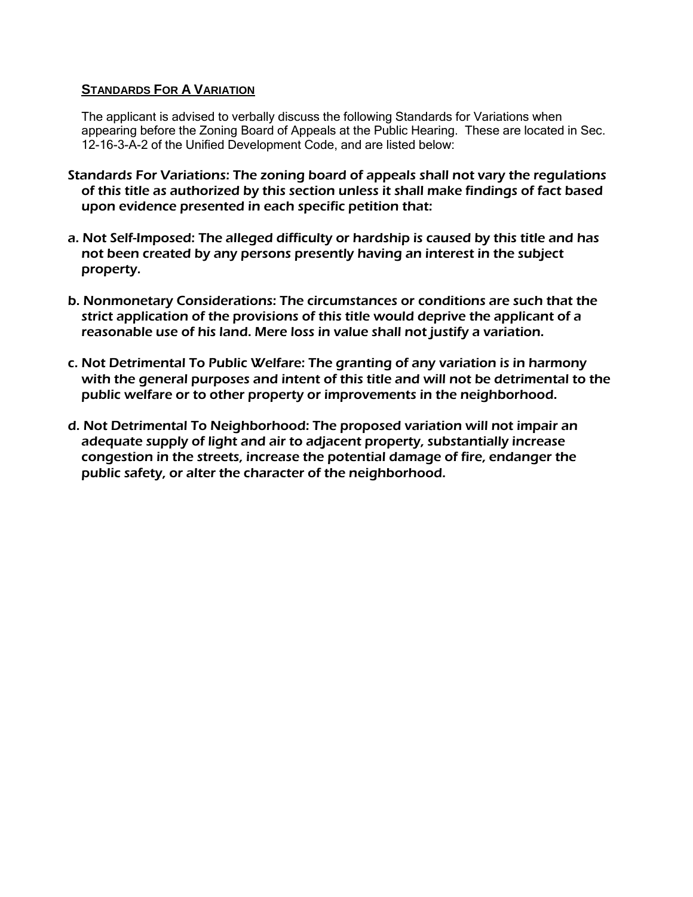## STANDARDS FOR A VARIATION

The applicant is advised to verbally discuss the following Standards for Variations when appearing before the Zoning Board of Appeals at the Public Hearing. These are located in Sec. 12-16-3-A-2 of the Unified Development Code, and are listed below:

Standards For Variations: *The zoning board of appeals shall not vary the regulations of this title as authorized by this section unless it shall make findings of fact based upon evidence presented in each specific petition that:*

a. Not Self-Imposed: *The alleged difficulty or hardship is caused by this title and has not been created by any persons presently having an interest in the subject property.*

b. Nonmonetary Considerations: The circumstances or conditions are such that the strict application of the provisions of this title would deprive the applicant of a reasonable use of his land. Mere loss in value shall not justify a variation.

c. Not Detrimental To Public Welfare: *The granting of any variation is in harmony with the general purposes and intent of this title and will not be detrimental to the public welfare or to other property or improvements in the neighborhood.*

d. Not Detrimental To Neighborhood: *The proposed variation will not impair an adequate supply of light and air to adjacent property, substantially increase congestion in the streets, increase the potential damage of fire, endanger the public safety, or alter the character of the neighborhood.*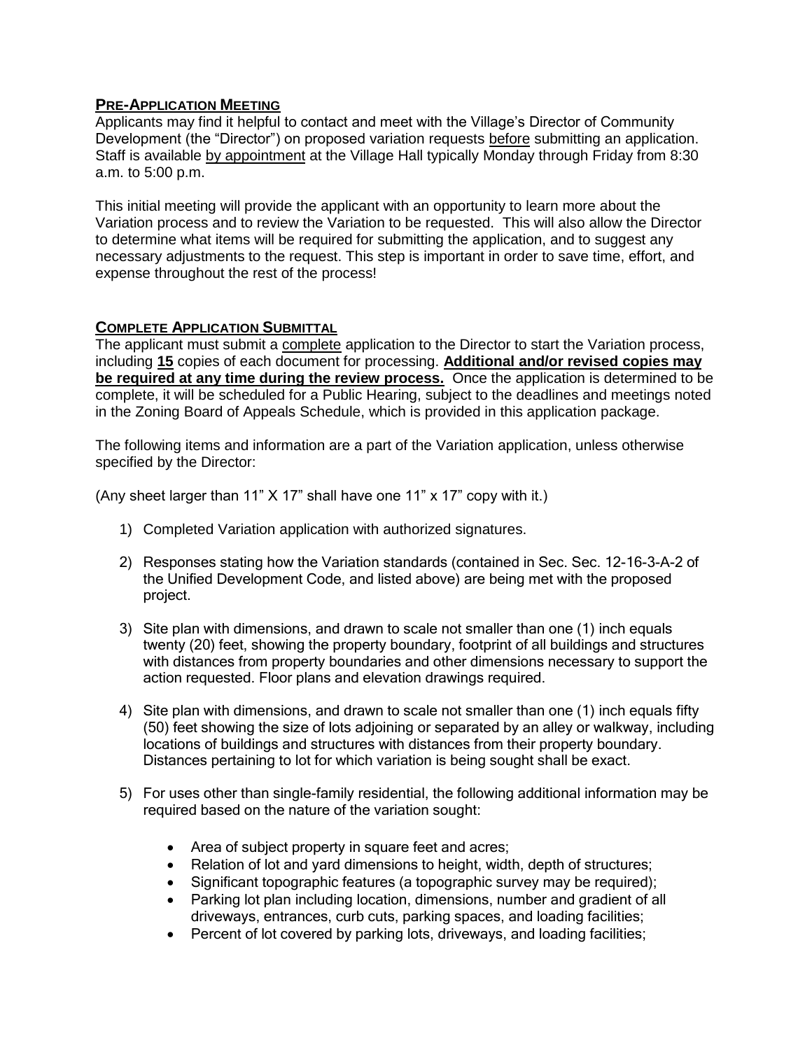## PRE-APPLICATION MEETING

Applicants may find it helpful to contact and meet with the Village's Director of Community Development (the "Director") on proposed variation requests before submitting an application. Staff is available by appointment at the Village Hall typically Monday through Friday from 8:30 a.m. to 5:00 p.m.

This initial meeting will provide the applicant with an opportunity to learn more about the Variation process and to review the Variation to be requested. This will also allow the Director to determine what items will be required for submitting the application, and to suggest any necessary adjustments to the request. This step is important in order to save time, effort, and expense throughout the rest of the process!

## COMPLETE APPLICATION SUBMITTAL

The applicant must submit a complete application to the Director to start the Variation process, including **15** copies of each document for processing. **Additional and/or revised copies may be required at any time during the review process.** Once the application is determined to be complete, it will be scheduled for a Public Hearing, subject to the deadlines and meetings noted in the Zoning Board of Appeals Schedule, which is provided in this application package.

The following items and information are a part of the Variation application, unless otherwise specified by the Director:

(Any sheet larger than 11" X 17" shall have one 11" x 17" copy with it.)

1) Completed Variation application with authorized signatures.

2) Responses stating how the Variation standards (contained in Sec. Sec. 12-16-3-A-2 of the Unified Development Code, and listed above) are being met with the proposed project.

3) Site plan with dimensions, and drawn to scale not smaller than one (1) inch equals twenty (20) feet, showing the property boundary, footprint of all buildings and structures with distances from property boundaries and other dimensions necessary to support the action requested. Floor plans and elevation drawings required.

4) Site plan with dimensions, and drawn to scale not smaller than one (1) inch equals fifty (50) feet showing the size of lots adjoining or separated by an alley or walkway, including locations of buildings and structures with distances from their property boundary. Distances pertaining to lot for which variation is being sought shall be exact.

5) For uses other than single-family residential, the following additional information may be required based on the nature of the variation sought:

   - Area of subject property in square feet and acres;
   - Relation of lot and yard dimensions to height, width, depth of structures;
   - Significant topographic features (a topographic survey may be required);
   - Parking lot plan including location, dimensions, number and gradient of all driveways, entrances, curb cuts, parking spaces, and loading facilities;
   - Percent of lot covered by parking lots, driveways, and loading facilities;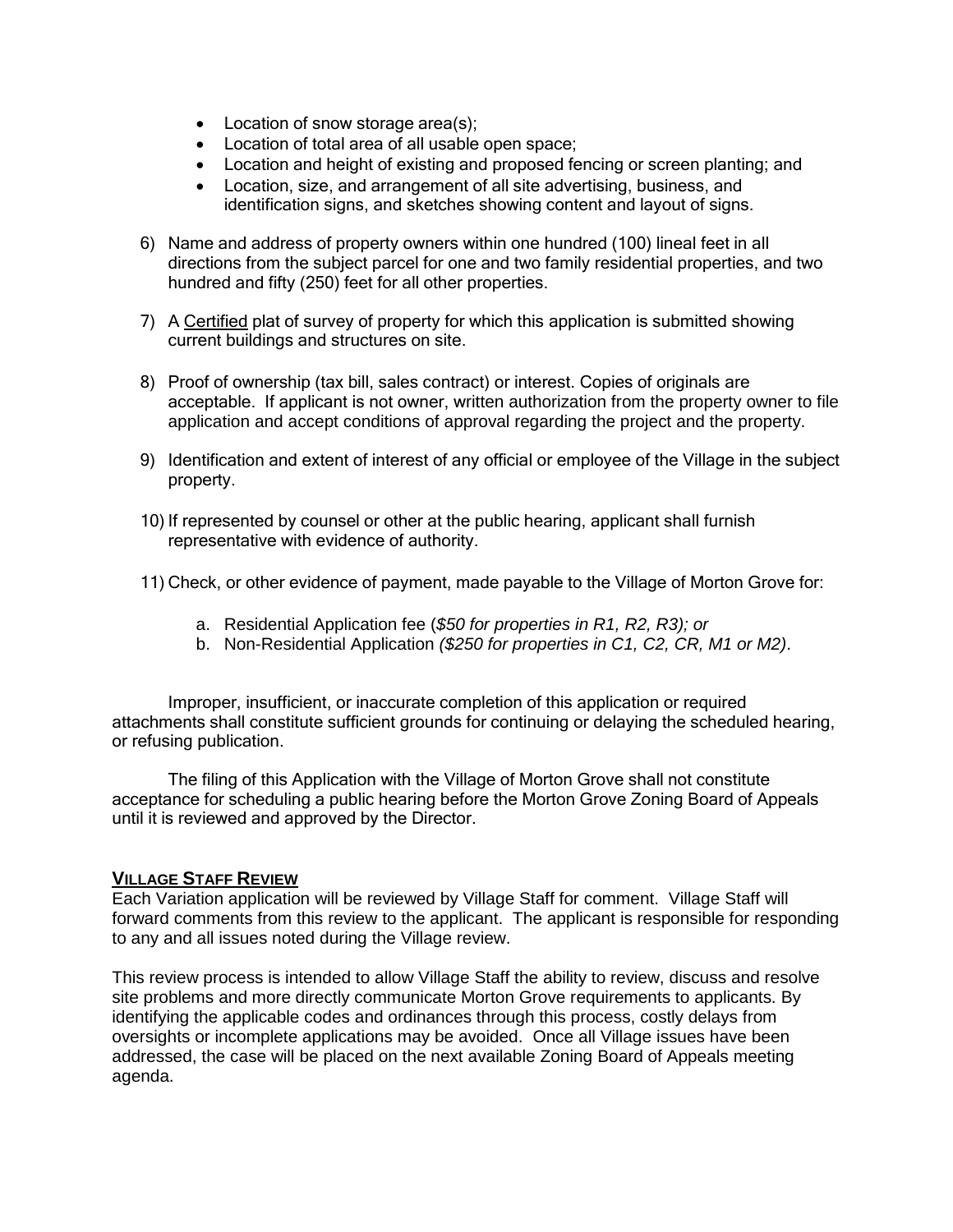- Location of snow storage area(s);
- Location of total area of all usable open space;
- Location and height of existing and proposed fencing or screen planting; and
- Location, size, and arrangement of all site advertising, business, and identification signs, and sketches showing content and layout of signs.

6) Name and address of property owners within one hundred (100) lineal feet in all directions from the subject parcel for one and two family residential properties, and two hundred and fifty (250) feet for all other properties.

7) A Certified plat of survey of property for which this application is submitted showing current buildings and structures on site.

8) Proof of ownership (tax bill, sales contract) or interest. Copies of originals are acceptable. If applicant is not owner, written authorization from the property owner to file application and accept conditions of approval regarding the project and the property.

9) Identification and extent of interest of any official or employee of the Village in the subject property.

10) If represented by counsel or other at the public hearing, applicant shall furnish representative with evidence of authority.

11) Check, or other evidence of payment, made payable to the Village of Morton Grove for:

    a. Residential Application fee (*$50 for properties in R1, R2, R3); or*
    b. Non-Residential Application *($250 for properties in C1, C2, CR, M1 or M2)*.

Improper, insufficient, or inaccurate completion of this application or required attachments shall constitute sufficient grounds for continuing or delaying the scheduled hearing, or refusing publication.

The filing of this Application with the Village of Morton Grove shall not constitute acceptance for scheduling a public hearing before the Morton Grove Zoning Board of Appeals until it is reviewed and approved by the Director.

## VILLAGE STAFF REVIEW

Each Variation application will be reviewed by Village Staff for comment. Village Staff will forward comments from this review to the applicant. The applicant is responsible for responding to any and all issues noted during the Village review.

This review process is intended to allow Village Staff the ability to review, discuss and resolve site problems and more directly communicate Morton Grove requirements to applicants. By identifying the applicable codes and ordinances through this process, costly delays from oversights or incomplete applications may be avoided. Once all Village issues have been addressed, the case will be placed on the next available Zoning Board of Appeals meeting agenda.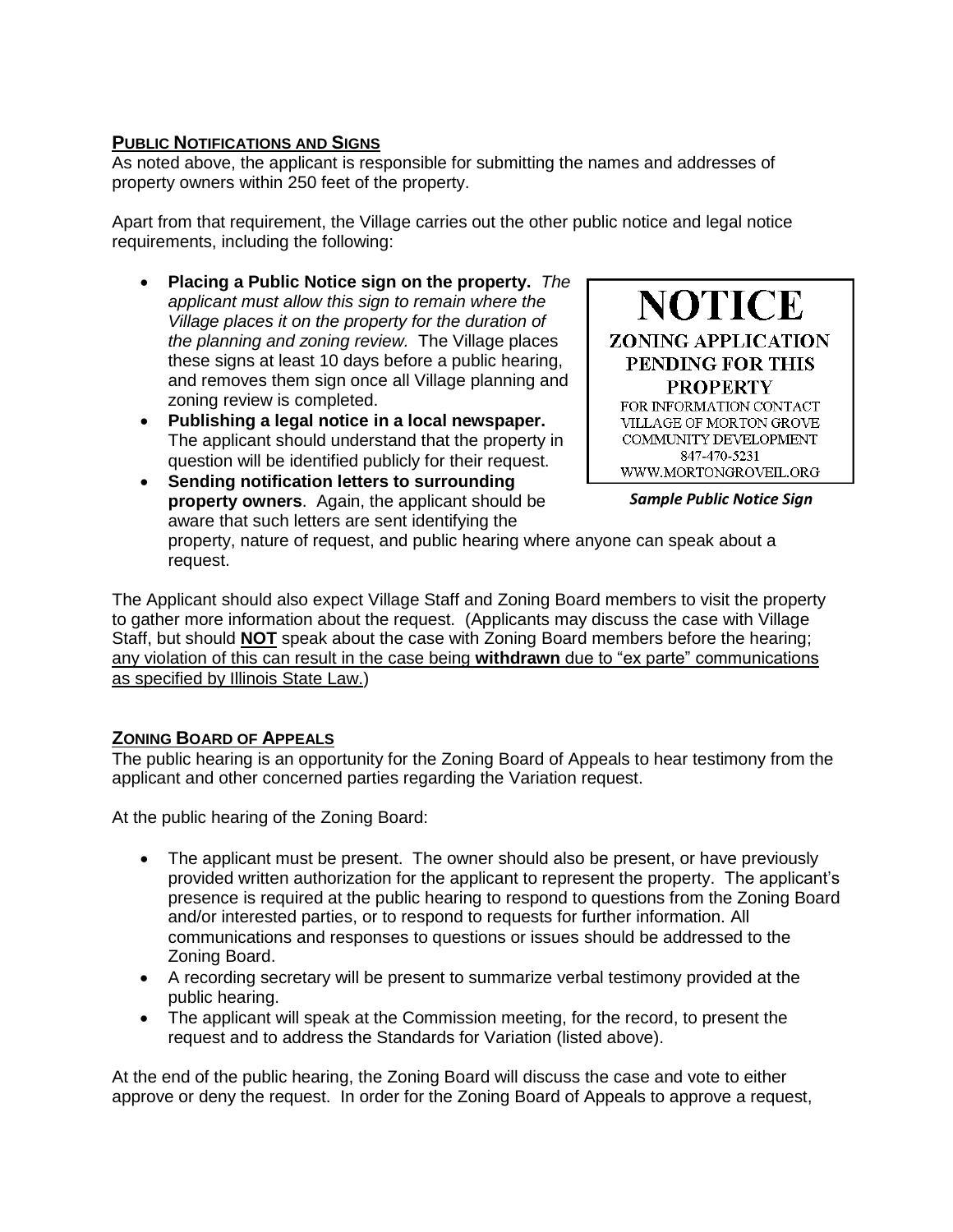## Public Notifications and Signs

As noted above, the applicant is responsible for submitting the names and addresses of property owners within 250 feet of the property.

Apart from that requirement, the Village carries out the other public notice and legal notice requirements, including the following:

- **Placing a Public Notice sign on the property.** *The applicant must allow this sign to remain where the Village places it on the property for the duration of the planning and zoning review.* The Village places these signs at least 10 days before a public hearing, and removes them sign once all Village planning and zoning review is completed.
- **Publishing a legal notice in a local newspaper.** The applicant should understand that the property in question will be identified publicly for their request.
- **Sending notification letters to surrounding property owners**. Again, the applicant should be aware that such letters are sent identifying the property, nature of request, and public hearing where anyone can speak about a request.

NOTICE
ZONING APPLICATION PENDING FOR THIS PROPERTY
FOR INFORMATION CONTACT
VILLAGE OF MORTON GROVE
COMMUNITY DEVELOPMENT
847-470-5231
WWW.MORTONGROVEIL.ORG

***Sample Public Notice Sign***

The Applicant should also expect Village Staff and Zoning Board members to visit the property to gather more information about the request. (Applicants may discuss the case with Village Staff, but should **NOT** speak about the case with Zoning Board members before the hearing; any violation of this can result in the case being **withdrawn** due to "ex parte" communications as specified by Illinois State Law.)

## Zoning Board of Appeals

The public hearing is an opportunity for the Zoning Board of Appeals to hear testimony from the applicant and other concerned parties regarding the Variation request.

At the public hearing of the Zoning Board:

- The applicant must be present. The owner should also be present, or have previously provided written authorization for the applicant to represent the property. The applicant's presence is required at the public hearing to respond to questions from the Zoning Board and/or interested parties, or to respond to requests for further information. All communications and responses to questions or issues should be addressed to the Zoning Board.
- A recording secretary will be present to summarize verbal testimony provided at the public hearing.
- The applicant will speak at the Commission meeting, for the record, to present the request and to address the Standards for Variation (listed above).

At the end of the public hearing, the Zoning Board will discuss the case and vote to either approve or deny the request. In order for the Zoning Board of Appeals to approve a request,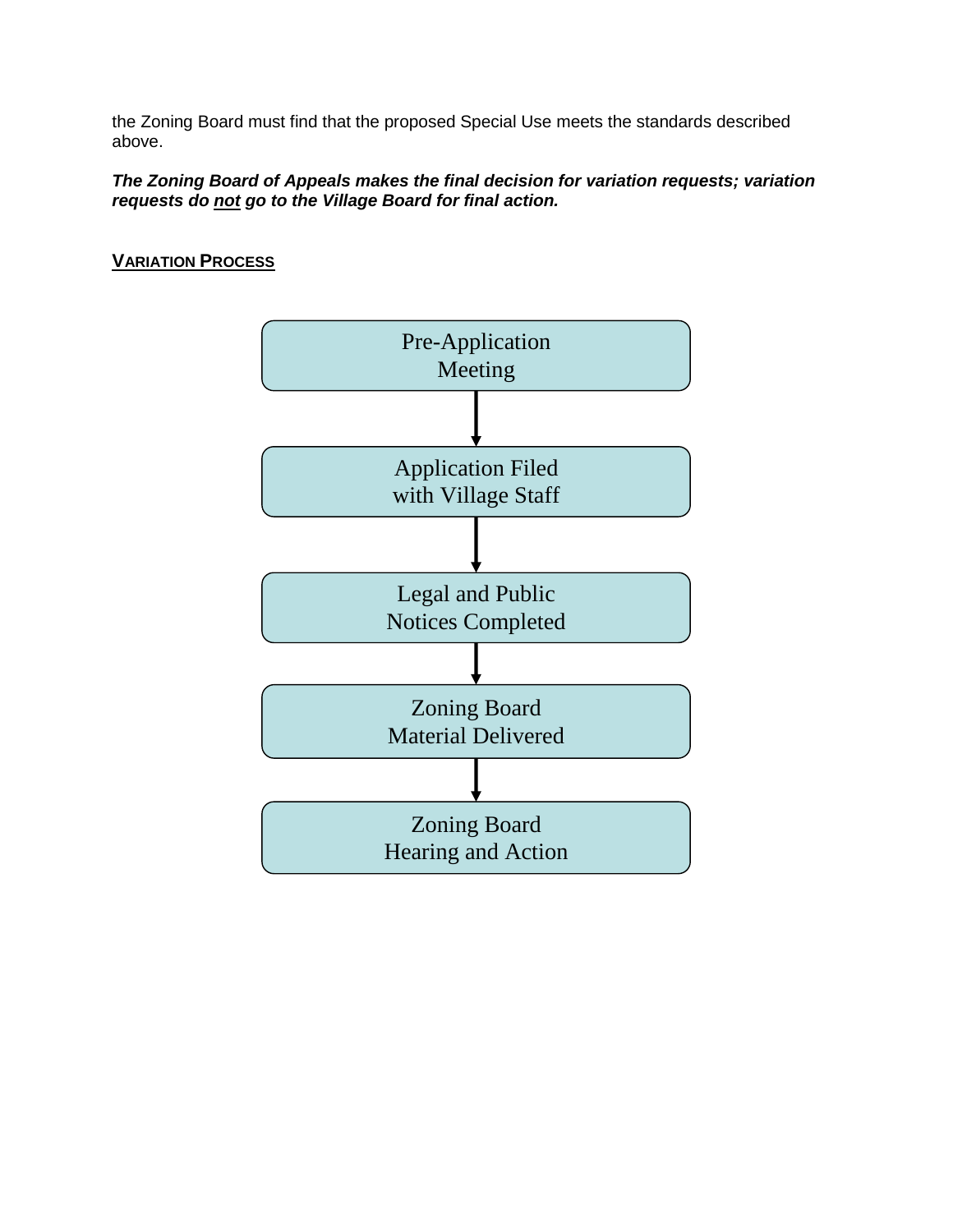the Zoning Board must find that the proposed Special Use meets the standards described above.

***The Zoning Board of Appeals makes the final decision for variation requests; variation requests do not go to the Village Board for final action.***

## VARIATION PROCESS

Pre-Application Meeting

↓

Application Filed with Village Staff

↓

Legal and Public Notices Completed

↓

Zoning Board Material Delivered

↓

Zoning Board Hearing and Action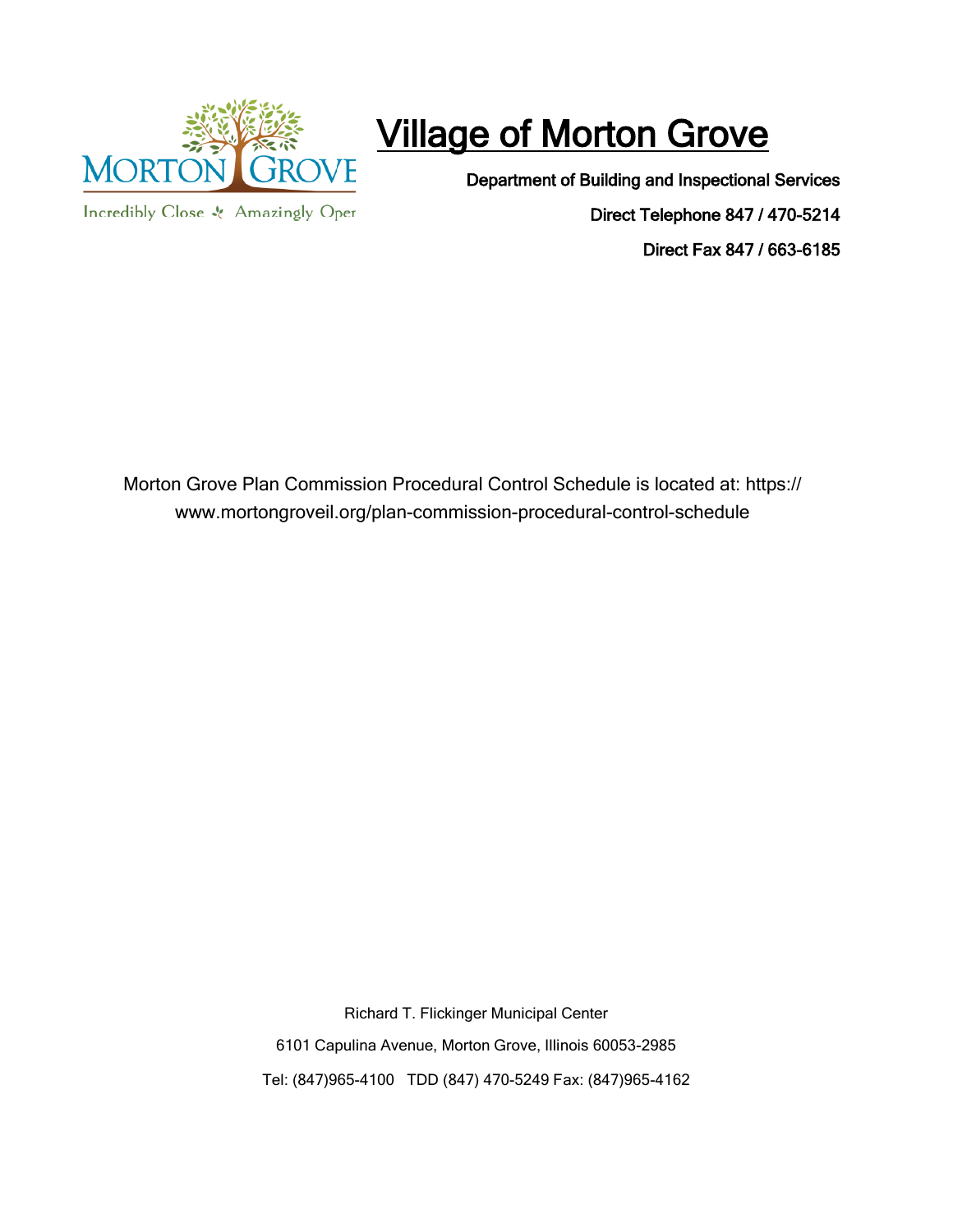# Village of Morton Grove

**Department of Building and Inspectional Services**

**Direct Telephone 847 / 470-5214**

**Direct Fax 847 / 663-6185**

Morton Grove Plan Commission Procedural Control Schedule is located at: https://www.mortongroveil.org/plan-commission-procedural-control-schedule

Richard T. Flickinger Municipal Center

6101 Capulina Avenue, Morton Grove, Illinois 60053-2985

Tel: (847)965-4100 TDD (847) 470-5249 Fax: (847)965-4162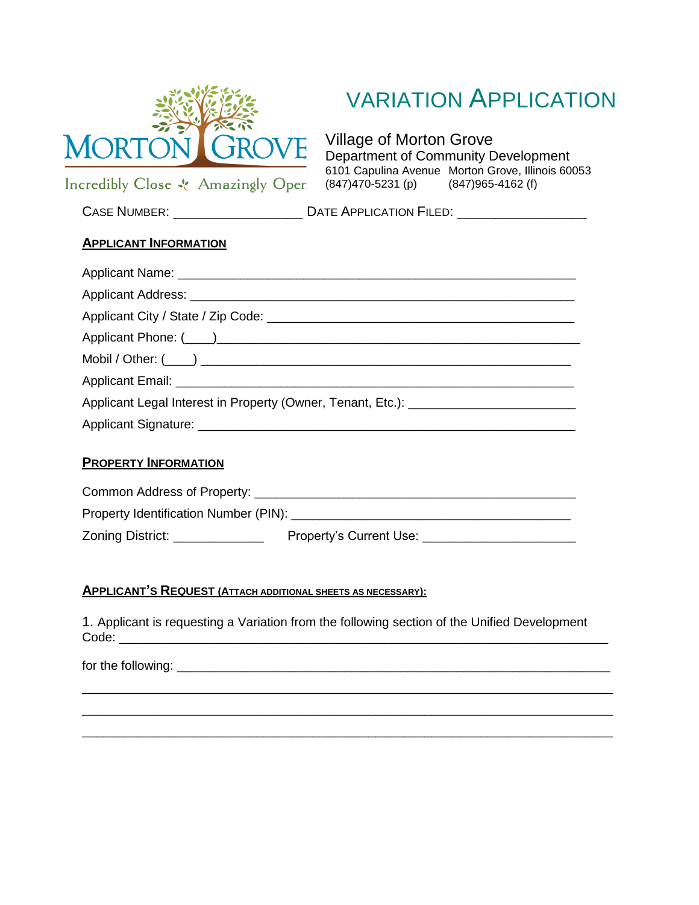MORTON GROVE

Incredibly Close ✣ Amazingly Open

# VARIATION APPLICATION

Village of Morton Grove
Department of Community Development
6101 Capulina Avenue Morton Grove, Illinois 60053
(847)470-5231 (p) (847)965-4162 (f)

CASE NUMBER: _________________ DATE APPLICATION FILED: _________________

**APPLICANT INFORMATION**

Applicant Name: ________________________________________________________

Applicant Address: _____________________________________________________

Applicant City / State / Zip Code: _________________________________________

Applicant Phone: (____)___________________________________________________

Mobil / Other: (____) ___________________________________________________

Applicant Email: _______________________________________________________

Applicant Legal Interest in Property (Owner, Tenant, Etc.): _______________________

Applicant Signature: ____________________________________________________

**PROPERTY INFORMATION**

Common Address of Property: ____________________________________________

Property Identification Number (PIN): _____________________________________

Zoning District: _____________ Property's Current Use: _____________________

**APPLICANT'S REQUEST (ATTACH ADDITIONAL SHEETS AS NECESSARY):**

1. Applicant is requesting a Variation from the following section of the Unified Development Code: _______________________________________________________________

for the following: ______________________________________________________________

_____________________________________________________________________________

_____________________________________________________________________________

_____________________________________________________________________________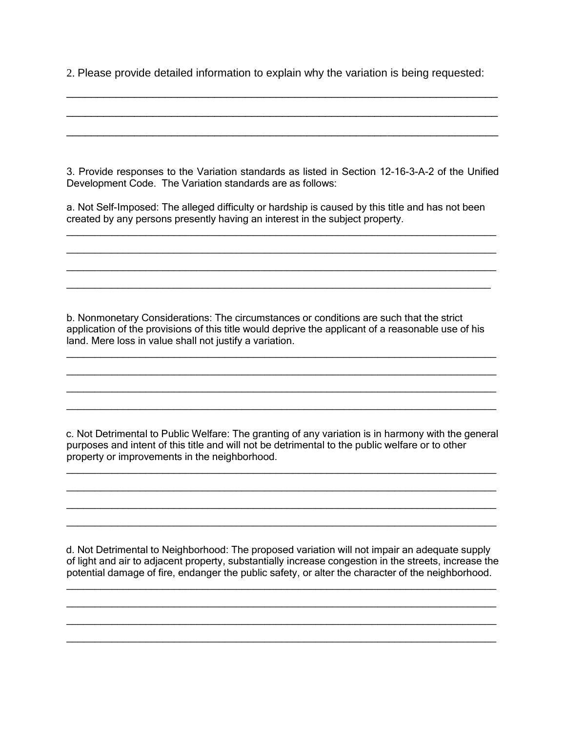2. Please provide detailed information to explain why the variation is being requested:

______________________________________________________________________________

______________________________________________________________________________

______________________________________________________________________________

3. Provide responses to the Variation standards as listed in Section 12-16-3-A-2 of the Unified Development Code. The Variation standards are as follows:

a. Not Self-Imposed: The alleged difficulty or hardship is caused by this title and has not been created by any persons presently having an interest in the subject property.

______________________________________________________________________________

______________________________________________________________________________

______________________________________________________________________________

______________________________________________________________________________

b. Nonmonetary Considerations: The circumstances or conditions are such that the strict application of the provisions of this title would deprive the applicant a reasonable use of his land. Mere loss in value shall not justify a variation.

______________________________________________________________________________

______________________________________________________________________________

______________________________________________________________________________

______________________________________________________________________________

c. Not Detrimental to Public Welfare: The granting of any variation is in harmony with the general purposes and intent of this title and will not be detrimental to the public welfare or to other property or improvements in the neighborhood.

______________________________________________________________________________

______________________________________________________________________________

______________________________________________________________________________

______________________________________________________________________________

d. Not Detrimental to Neighborhood: The proposed variation will not impair an adequate supply of light and air to adjacent property, substantially increase congestion in the streets, increase the potential damage of fire, endanger the public safety, or alter the character of the neighborhood.

______________________________________________________________________________

______________________________________________________________________________

______________________________________________________________________________

______________________________________________________________________________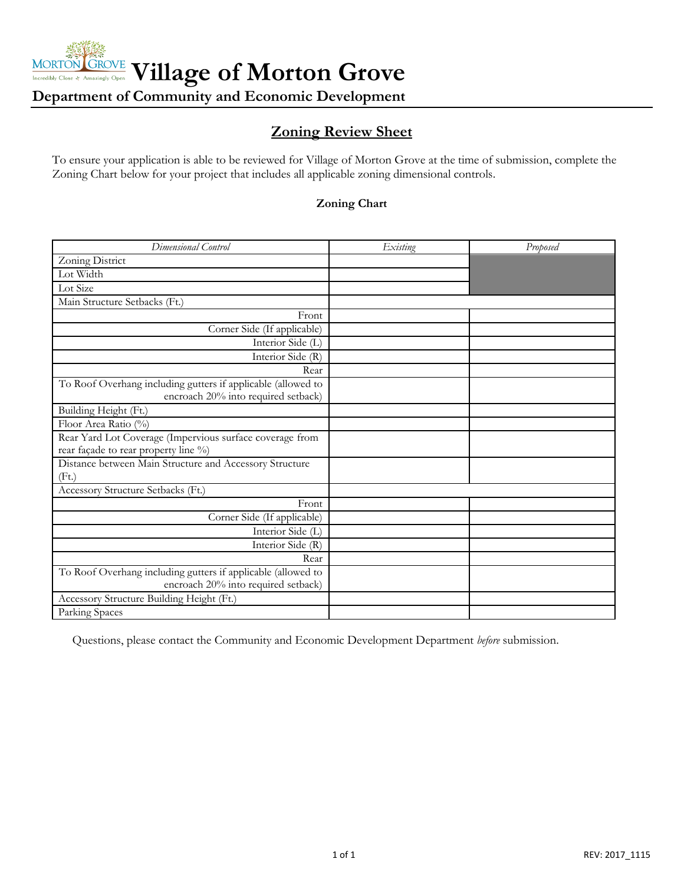# Village of Morton Grove

## Department of Community and Economic Development

### Zoning Review Sheet

To ensure your application is able to be reviewed for Village of Morton Grove at the time of submission, complete the Zoning Chart below for your project that includes all applicable zoning dimensional controls.

**Zoning Chart**

| *Dimensional Control* | *Existing* | *Proposed* |
|---|---|---|
| Zoning District | | |
| Lot Width | | |
| Lot Size | | |
| Main Structure Setbacks (Ft.) | | |
| Front | | |
| Corner Side (If applicable) | | |
| Interior Side (L) | | |
| Interior Side (R) | | |
| Rear | | |
| To Roof Overhang including gutters if applicable (allowed to encroach 20% into required setback) | | |
| Building Height (Ft.) | | |
| Floor Area Ratio (%) | | |
| Rear Yard Lot Coverage (Impervious surface coverage from rear façade to rear property line %) | | |
| Distance between Main Structure and Accessory Structure (Ft.) | | |
| Accessory Structure Setbacks (Ft.) | | |
| Front | | |
| Corner Side (If applicable) | | |
| Interior Side (L) | | |
| Interior Side (R) | | |
| Rear | | |
| To Roof Overhang including gutters if applicable (allowed to encroach 20% into required setback) | | |
| Accessory Structure Building Height (Ft.) | | |
| Parking Spaces | | |

Questions, please contact the Community and Economic Development Department *before* submission.

REV: 2017_1115